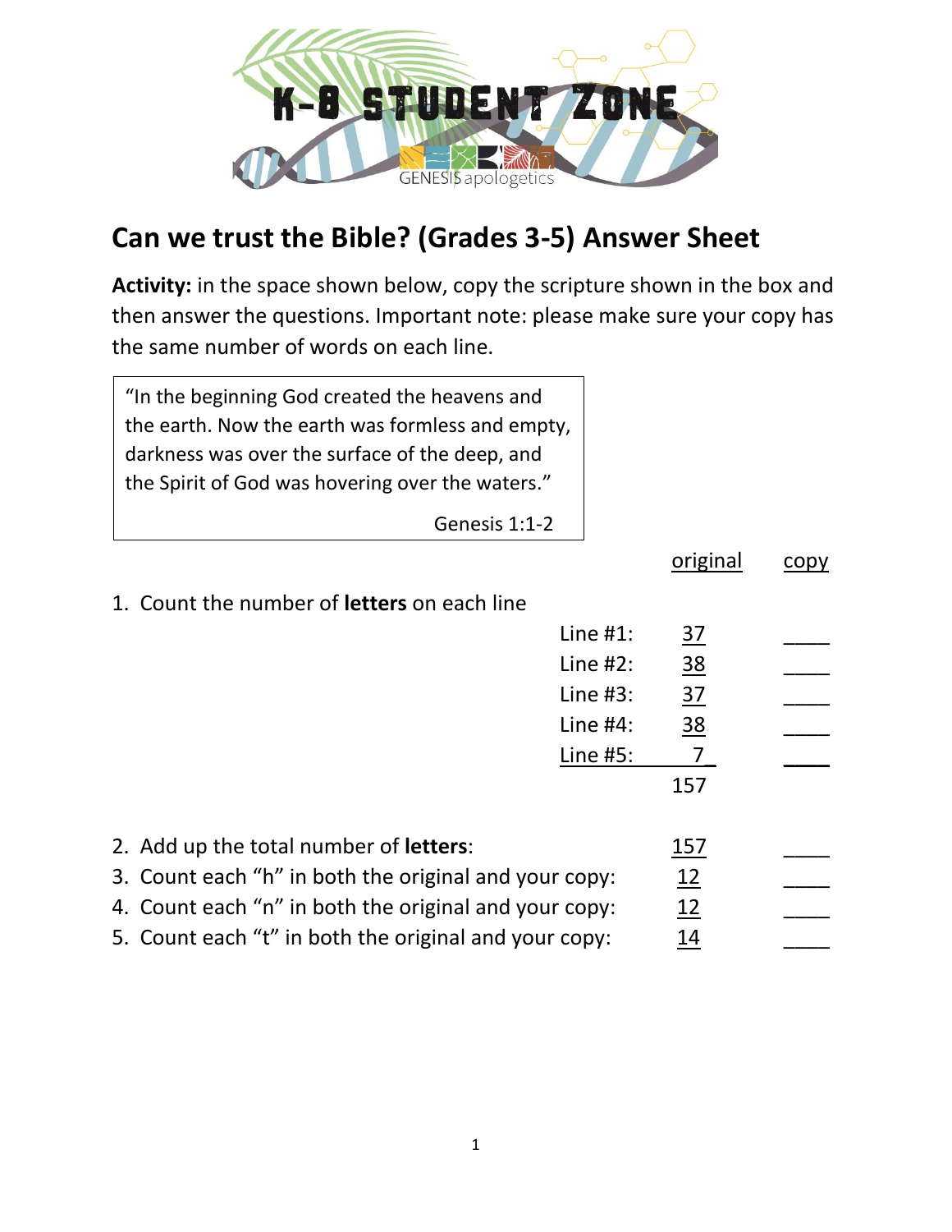# Can we trust the Bible? (Grades 3-5) Answer Sheet

**Activity:** in the space shown below, copy the scripture shown in the box and then answer the questions. Important note: please make sure your copy has the same number of words on each line.

> "In the beginning God created the heavens and
> the earth. Now the earth was formless and empty,
> darkness was over the surface of the deep, and
> the Spirit of God was hovering over the waters."
>
> Genesis 1:1-2

| | | original | copy |
|---|---|---|---|
| 1. Count the number of **letters** on each line | | | |
| | Line #1: | 37 | ____ |
| | Line #2: | 38 | ____ |
| | Line #3: | 37 | ____ |
| | Line #4: | 38 | ____ |
| | Line #5: | 7 | ____ |
| | | 157 | |
| 2. Add up the total number of **letters**: | | 157 | ____ |
| 3. Count each "h" in both the original and your copy: | | 12 | ____ |
| 4. Count each "n" in both the original and your copy: | | 12 | ____ |
| 5. Count each "t" in both the original and your copy: | | 14 | ____ |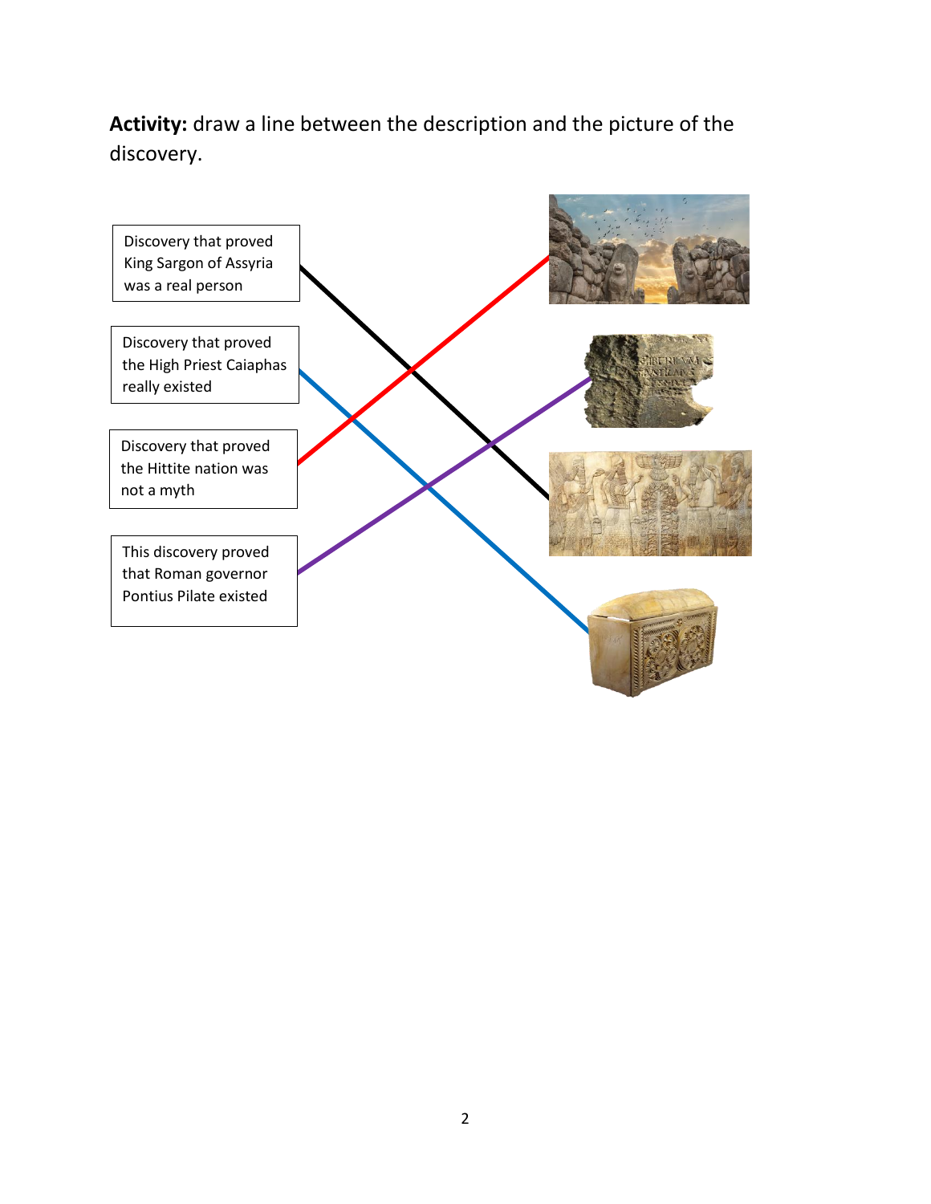**Activity:** draw a line between the description and the picture of the discovery.

Discovery that proved King Sargon of Assyria was a real person

Discovery that proved the High Priest Caiaphas really existed

Discovery that proved the Hittite nation was not a myth

This discovery proved that Roman governor Pontius Pilate existed